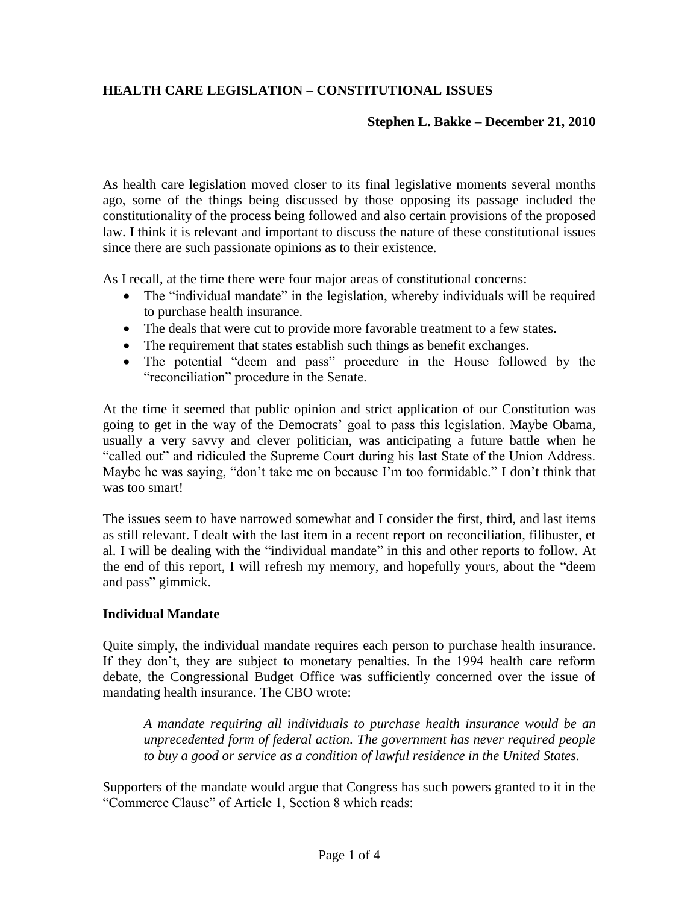## HEALTH CARE LEGISLATION – CONSTITUTIONAL ISSUES

**Stephen L. Bakke – December 21, 2010**

As health care legislation moved closer to its final legislative moments several months ago, some of the things being discussed by those opposing its passage included the constitutionality of the process being followed and also certain provisions of the proposed law. I think it is relevant and important to discuss the nature of these constitutional issues since there are such passionate opinions as to their existence.

As I recall, at the time there were four major areas of constitutional concerns:

- The "individual mandate" in the legislation, whereby individuals will be required to purchase health insurance.
- The deals that were cut to provide more favorable treatment to a few states.
- The requirement that states establish such things as benefit exchanges.
- The potential "deem and pass" procedure in the House followed by the "reconciliation" procedure in the Senate.

At the time it seemed that public opinion and strict application of our Constitution was going to get in the way of the Democrats' goal to pass this legislation. Maybe Obama, usually a very savvy and clever politician, was anticipating a future battle when he "called out" and ridiculed the Supreme Court during his last State of the Union Address. Maybe he was saying, "don't take me on because I'm too formidable." I don't think that was too smart!

The issues seem to have narrowed somewhat and I consider the first, third, and last items as still relevant. I dealt with the last item in a recent report on reconciliation, filibuster, et al. I will be dealing with the "individual mandate" in this and other reports to follow. At the end of this report, I will refresh my memory, and hopefully yours, about the "deem and pass" gimmick.

### Individual Mandate

Quite simply, the individual mandate requires each person to purchase health insurance. If they don't, they are subject to monetary penalties. In the 1994 health care reform debate, the Congressional Budget Office was sufficiently concerned over the issue of mandating health insurance. The CBO wrote:

> *A mandate requiring all individuals to purchase health insurance would be an unprecedented form of federal action. The government has never required people to buy a good or service as a condition of lawful residence in the United States.*

Supporters of the mandate would argue that Congress has such powers granted to it in the "Commerce Clause" of Article 1, Section 8 which reads: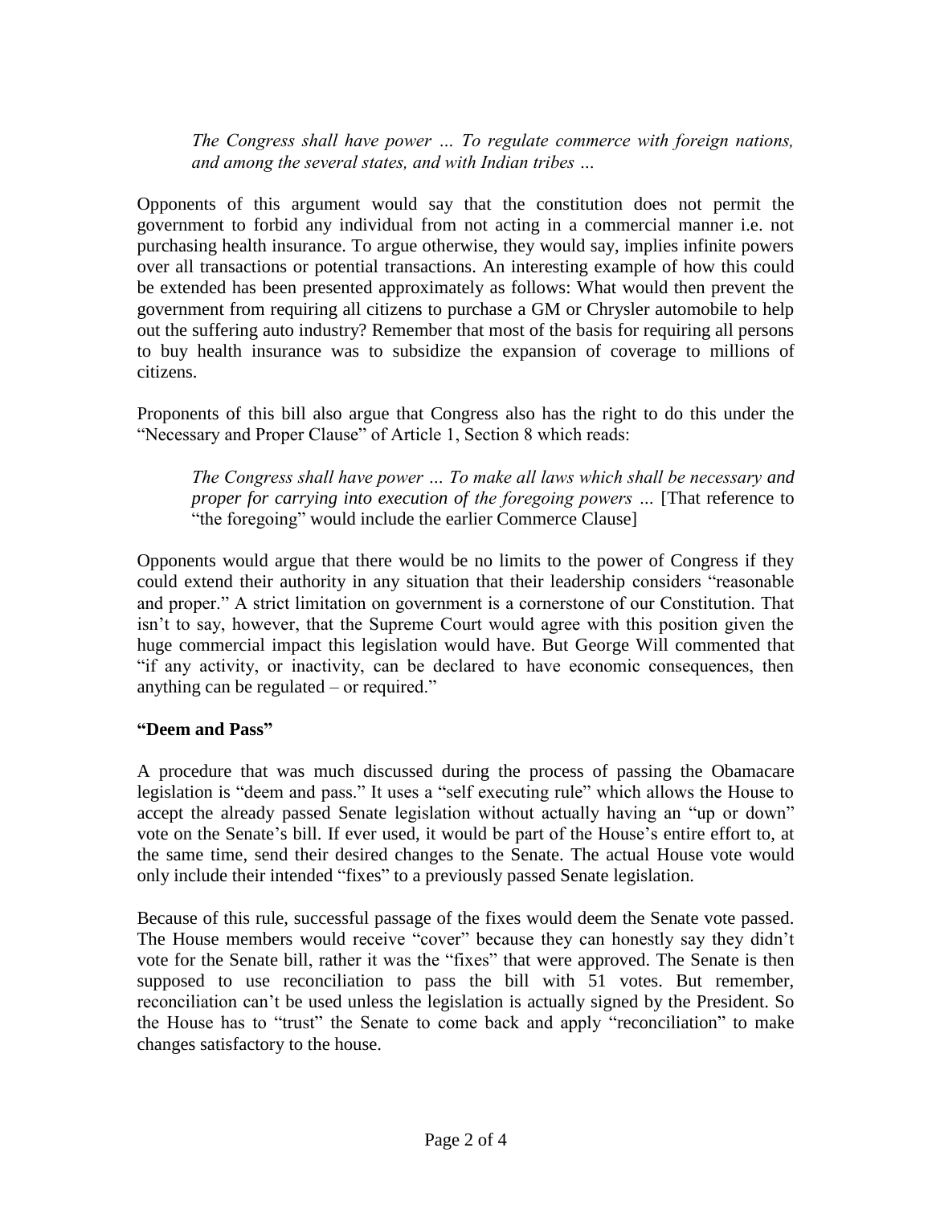> *The Congress shall have power … To regulate commerce with foreign nations, and among the several states, and with Indian tribes …*

Opponents of this argument would say that the constitution does not permit the government to forbid any individual from not acting in a commercial manner i.e. not purchasing health insurance. To argue otherwise, they would say, implies infinite powers over all transactions or potential transactions. An interesting example of how this could be extended has been presented approximately as follows: What would then prevent the government from requiring all citizens to purchase a GM or Chrysler automobile to help out the suffering auto industry? Remember that most of the basis for requiring all persons to buy health insurance was to subsidize the expansion of coverage to millions of citizens.

Proponents of this bill also argue that Congress also has the right to do this under the "Necessary and Proper Clause" of Article 1, Section 8 which reads:

> *The Congress shall have power … To make all laws which shall be necessary and proper for carrying into execution of the foregoing powers …* [That reference to "the foregoing" would include the earlier Commerce Clause]

Opponents would argue that there would be no limits to the power of Congress if they could extend their authority in any situation that their leadership considers "reasonable and proper." A strict limitation on government is a cornerstone of our Constitution. That isn't to say, however, that the Supreme Court would agree with this position given the huge commercial impact this legislation would have. But George Will commented that "if any activity, or inactivity, can be declared to have economic consequences, then anything can be regulated – or required."

**"Deem and Pass"**

A procedure that was much discussed during the process of passing the Obamacare legislation is "deem and pass." It uses a "self executing rule" which allows the House to accept the already passed Senate legislation without actually having an "up or down" vote on the Senate's bill. If ever used, it would be part of the House's entire effort to, at the same time, send their desired changes to the Senate. The actual House vote would only include their intended "fixes" to a previously passed Senate legislation.

Because of this rule, successful passage of the fixes would deem the Senate vote passed. The House members would receive "cover" because they can honestly say they didn't vote for the Senate bill, rather it was the "fixes" that were approved. The Senate is then supposed to use reconciliation to pass the bill with 51 votes. But remember, reconciliation can't be used unless the legislation is actually signed by the President. So the House has to "trust" the Senate to come back and apply "reconciliation" to make changes satisfactory to the house.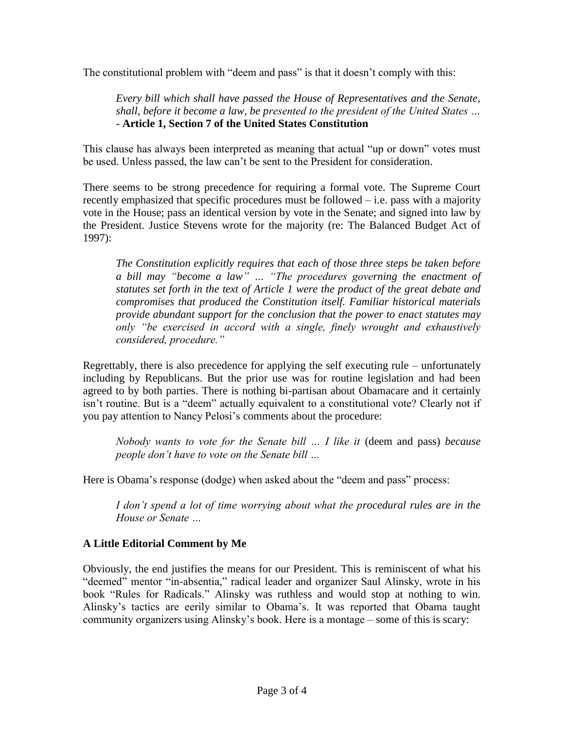The constitutional problem with "deem and pass" is that it doesn't comply with this:

> *Every bill which shall have passed the House of Representatives and the Senate, shall, before it become a law, be presented to the president of the United States …*
> - **Article 1, Section 7 of the United States Constitution**

This clause has always been interpreted as meaning that actual "up or down" votes must be used. Unless passed, the law can't be sent to the President for consideration.

There seems to be strong precedence for requiring a formal vote. The Supreme Court recently emphasized that specific procedures must be followed – i.e. pass with a majority vote in the House; pass an identical version by vote in the Senate; and signed into law by the President. Justice Stevens wrote for the majority (re: The Balanced Budget Act of 1997):

> *The Constitution explicitly requires that each of those three steps be taken before a bill may "become a law" … "The procedures governing the enactment of statutes set forth in the text of Article 1 were the product of the great debate and compromises that produced the Constitution itself. Familiar historical materials provide abundant support for the conclusion that the power to enact statutes may only "be exercised in accord with a single, finely wrought and exhaustively considered, procedure."*

Regrettably, there is also precedence for applying the self executing rule – unfortunately including by Republicans. But the prior use was for routine legislation and had been agreed to by both parties. There is nothing bi-partisan about Obamacare and it certainly isn't routine. But is a "deem" actually equivalent to a constitutional vote? Clearly not if you pay attention to Nancy Pelosi's comments about the procedure:

> *Nobody wants to vote for the Senate bill … I like it* (deem and pass) *because people don't have to vote on the Senate bill …*

Here is Obama's response (dodge) when asked about the "deem and pass" process:

> *I don't spend a lot of time worrying about what the procedural rules are in the House or Senate …*

### A Little Editorial Comment by Me

Obviously, the end justifies the means for our President. This is reminiscent of what his "deemed" mentor "in-absentia," radical leader and organizer Saul Alinsky, wrote in his book "Rules for Radicals." Alinsky was ruthless and would stop at nothing to win. Alinsky's tactics are eerily similar to Obama's. It was reported that Obama taught community organizers using Alinsky's book. Here is a montage – some of this is scary: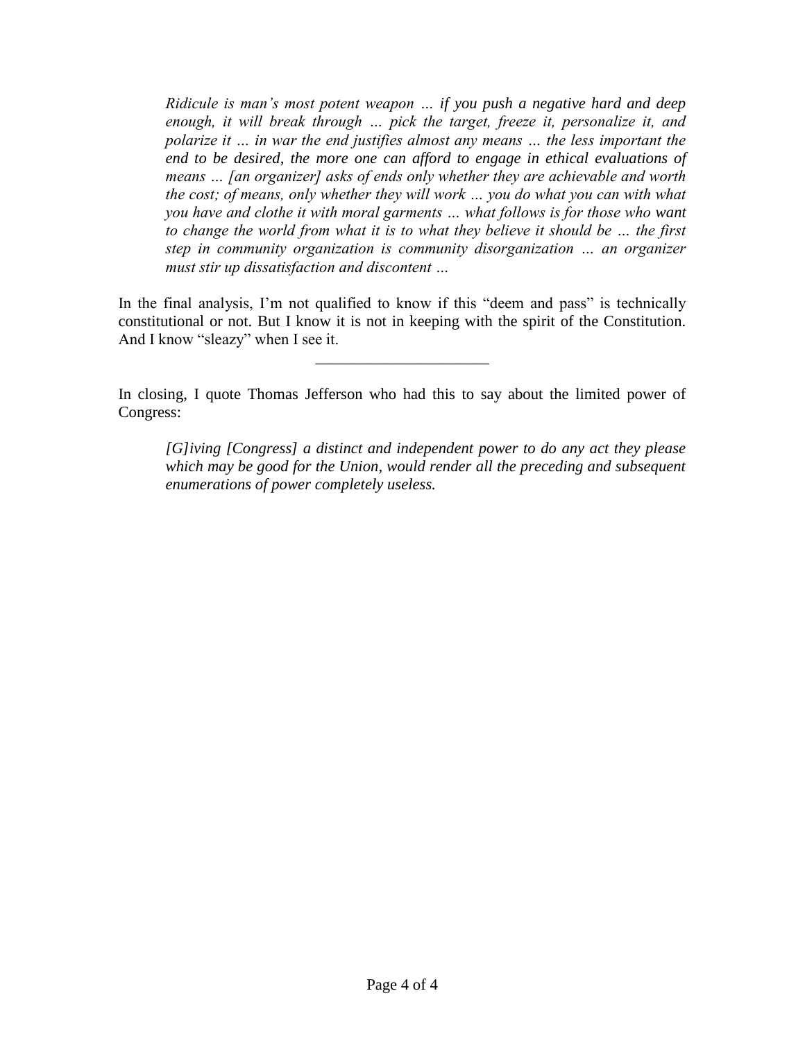> *Ridicule is man's most potent weapon … if you push a negative hard and deep enough, it will break through … pick the target, freeze it, personalize it, and polarize it … in war the end justifies almost any means … the less important the end to be desired, the more one can afford to engage in ethical evaluations of means … [an organizer] asks of ends only whether they are achievable and worth the cost; of means, only whether they will work … you do what you can with what you have and clothe it with moral garments … what follows is for those who want to change the world from what it is to what they believe it should be … the first step in community organization is community disorganization … an organizer must stir up dissatisfaction and discontent …*

In the final analysis, I'm not qualified to know if this "deem and pass" is technically constitutional or not. But I know it is not in keeping with the spirit of the Constitution. And I know "sleazy" when I see it.

---

In closing, I quote Thomas Jefferson who had this to say about the limited power of Congress:

> *[G]iving [Congress] a distinct and independent power to do any act they please which may be good for the Union, would render all the preceding and subsequent enumerations of power completely useless.*